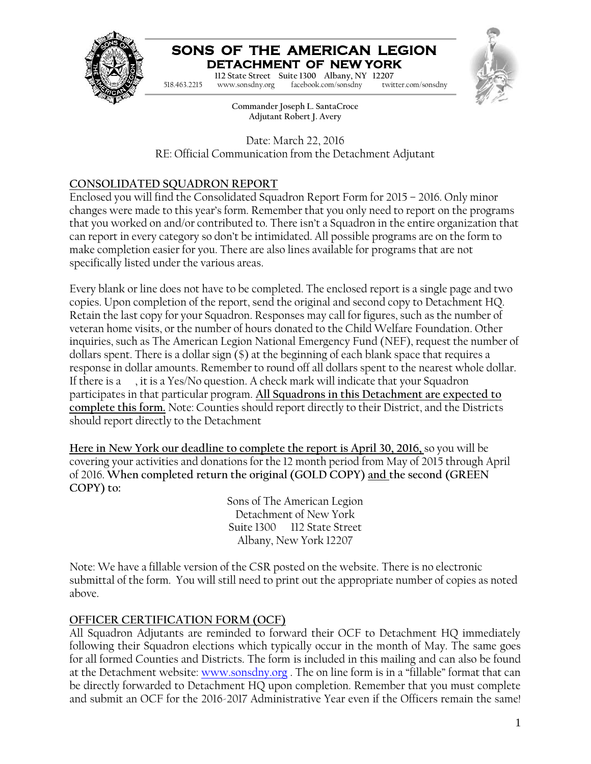# SONS OF THE AMERICAN LEGION

## DETACHMENT OF NEW YORK

112 State Street Suite 1300 Albany, NY 12207

518.463.2215 www.sonsdny.org facebook.com/sonsdny twitter.com/sonsdny

**Commander Joseph L. SantaCroce**
**Adjutant Robert J. Avery**

Date: March 22, 2016
RE: Official Communication from the Detachment Adjutant

## CONSOLIDATED SQUADRON REPORT

Enclosed you will find the Consolidated Squadron Report Form for 2015 – 2016. Only minor changes were made to this year's form. Remember that you only need to report on the programs that you worked on and/or contributed to. There isn't a Squadron in the entire organization that can report in every category so don't be intimidated. All possible programs are on the form to make completion easier for you. There are also lines available for programs that are not specifically listed under the various areas.

Every blank or line does not have to be completed. The enclosed report is a single page and two copies. Upon completion of the report, send the original and second copy to Detachment HQ. Retain the last copy for your Squadron. Responses may call for figures, such as the number of veteran home visits, or the number of hours donated to the Child Welfare Foundation. Other inquiries, such as The American Legion National Emergency Fund (NEF), request the number of dollars spent. There is a dollar sign ($) at the beginning of each blank space that requires a response in dollar amounts. Remember to round off all dollars spent to the nearest whole dollar. If there is a , it is a Yes/No question. A check mark will indicate that your Squadron participates in that particular program. **All Squadrons in this Detachment are expected to complete this form.** Note: Counties should report directly to their District, and the Districts should report directly to the Detachment

**Here in New York our deadline to complete the report is April 30, 2016,** so you will be covering your activities and donations for the 12 month period from May of 2015 through April of 2016. **When completed return the original (GOLD COPY) and the second (GREEN COPY) to:**

Sons of The American Legion
Detachment of New York
Suite 1300 112 State Street
Albany, New York 12207

Note: We have a fillable version of the CSR posted on the website. There is no electronic submittal of the form. You will still need to print out the appropriate number of copies as noted above.

## OFFICER CERTIFICATION FORM (OCF)

All Squadron Adjutants are reminded to forward their OCF to Detachment HQ immediately following their Squadron elections which typically occur in the month of May. The same goes for all formed Counties and Districts. The form is included in this mailing and can also be found at the Detachment website: www.sonsdny.org . The on line form is in a "fillable" format that can be directly forwarded to Detachment HQ upon completion. Remember that you must complete and submit an OCF for the 2016-2017 Administrative Year even if the Officers remain the same!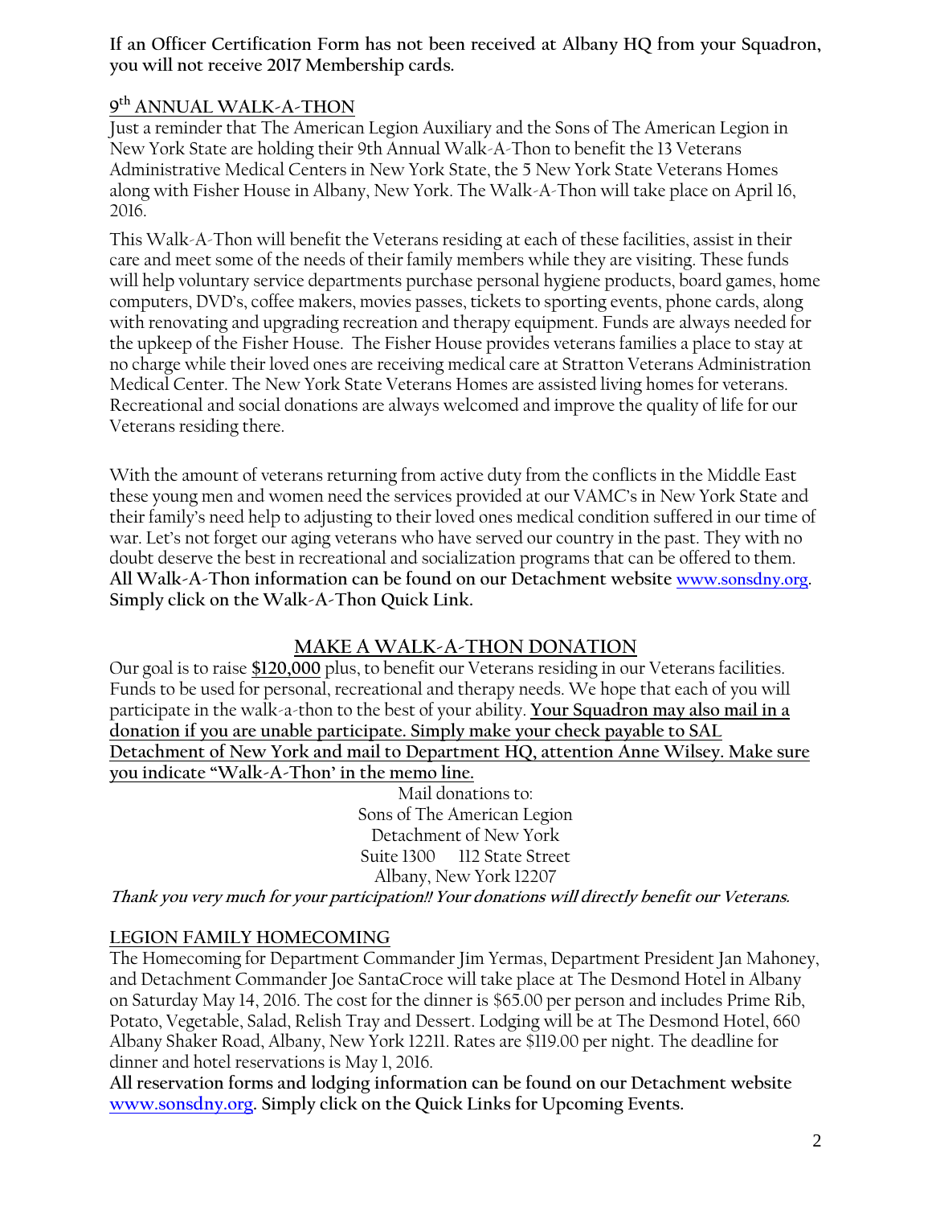**If an Officer Certification Form has not been received at Albany HQ from your Squadron, you will not receive 2017 Membership cards.**

## 9th ANNUAL WALK-A-THON

Just a reminder that The American Legion Auxiliary and the Sons of The American Legion in New York State are holding their 9th Annual Walk-A-Thon to benefit the 13 Veterans Administrative Medical Centers in New York State, the 5 New York State Veterans Homes along with Fisher House in Albany, New York. The Walk-A-Thon will take place on April 16, 2016.

This Walk-A-Thon will benefit the Veterans residing at each of these facilities, assist in their care and meet some of the needs of their family members while they are visiting. These funds will help voluntary service departments purchase personal hygiene products, board games, home computers, DVD's, coffee makers, movies passes, tickets to sporting events, phone cards, along with renovating and upgrading recreation and therapy equipment. Funds are always needed for the upkeep of the Fisher House. The Fisher House provides veterans families a place to stay at no charge while their loved ones are receiving medical care at Stratton Veterans Administration Medical Center. The New York State Veterans Homes are assisted living homes for veterans. Recreational and social donations are always welcomed and improve the quality of life for our Veterans residing there.

With the amount of veterans returning from active duty from the conflicts in the Middle East these young men and women need the services provided at our VAMC's in New York State and their family's need help to adjusting to their loved ones medical condition suffered in our time of war. Let's not forget our aging veterans who have served our country in the past. They with no doubt deserve the best in recreational and socialization programs that can be offered to them. **All Walk-A-Thon information can be found on our Detachment website www.sonsdny.org. Simply click on the Walk-A-Thon Quick Link.**

## MAKE A WALK-A-THON DONATION

Our goal is to raise **$120,000** plus, to benefit our Veterans residing in our Veterans facilities. Funds to be used for personal, recreational and therapy needs. We hope that each of you will participate in the walk-a-thon to the best of your ability. **Your Squadron may also mail in a donation if you are unable participate. Simply make your check payable to SAL Detachment of New York and mail to Department HQ, attention Anne Wilsey. Make sure you indicate "Walk-A-Thon' in the memo line.**

Mail donations to:
Sons of The American Legion
Detachment of New York
Suite 1300 112 State Street
Albany, New York 12207

***Thank you very much for your participation!! Your donations will directly benefit our Veterans.***

## LEGION FAMILY HOMECOMING

The Homecoming for Department Commander Jim Yermas, Department President Jan Mahoney, and Detachment Commander Joe SantaCroce will take place at The Desmond Hotel in Albany on Saturday May 14, 2016. The cost for the dinner is $65.00 per person and includes Prime Rib, Potato, Vegetable, Salad, Relish Tray and Dessert. Lodging will be at The Desmond Hotel, 660 Albany Shaker Road, Albany, New York 12211. Rates are $119.00 per night. The deadline for dinner and hotel reservations is May 1, 2016.

**All reservation forms and lodging information can be found on our Detachment website www.sonsdny.org. Simply click on the Quick Links for Upcoming Events.**